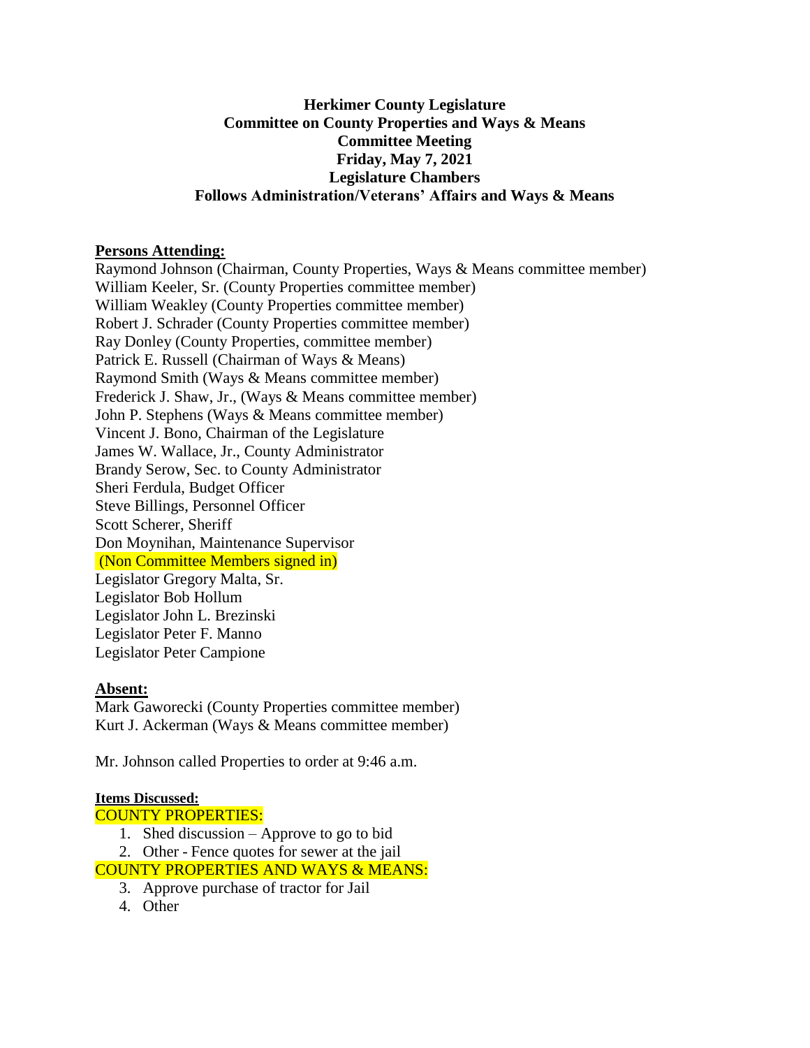# Herkimer County Legislature
## Committee on County Properties and Ways & Means
## Committee Meeting
## Friday, May 7, 2021
## Legislature Chambers
## Follows Administration/Veterans' Affairs and Ways & Means

**Persons Attending:**

Raymond Johnson (Chairman, County Properties, Ways & Means committee member)
William Keeler, Sr. (County Properties committee member)
William Weakley (County Properties committee member)
Robert J. Schrader (County Properties committee member)
Ray Donley (County Properties, committee member)
Patrick E. Russell (Chairman of Ways & Means)
Raymond Smith (Ways & Means committee member)
Frederick J. Shaw, Jr., (Ways & Means committee member)
John P. Stephens (Ways & Means committee member)
Vincent J. Bono, Chairman of the Legislature
James W. Wallace, Jr., County Administrator
Brandy Serow, Sec. to County Administrator
Sheri Ferdula, Budget Officer
Steve Billings, Personnel Officer
Scott Scherer, Sheriff
Don Moynihan, Maintenance Supervisor
(Non Committee Members signed in)
Legislator Gregory Malta, Sr.
Legislator Bob Hollum
Legislator John L. Brezinski
Legislator Peter F. Manno
Legislator Peter Campione

**Absent:**

Mark Gaworecki (County Properties committee member)
Kurt J. Ackerman (Ways & Means committee member)

Mr. Johnson called Properties to order at 9:46 a.m.

**Items Discussed:**

COUNTY PROPERTIES:

1. Shed discussion – Approve to go to bid
2. Other - Fence quotes for sewer at the jail

COUNTY PROPERTIES AND WAYS & MEANS:

3. Approve purchase of tractor for Jail
4. Other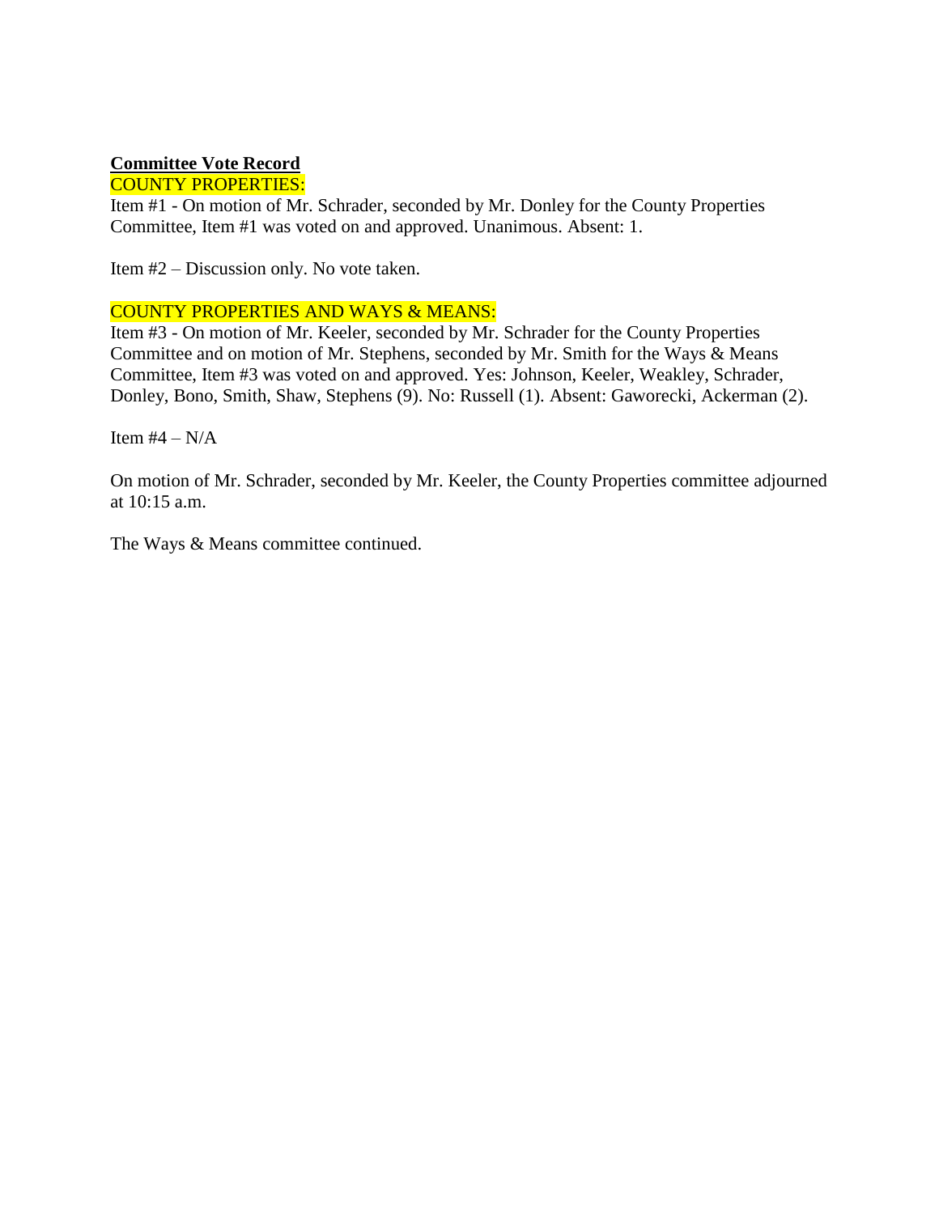**Committee Vote Record**

COUNTY PROPERTIES:

Item #1 - On motion of Mr. Schrader, seconded by Mr. Donley for the County Properties Committee, Item #1 was voted on and approved. Unanimous. Absent: 1.

Item #2 – Discussion only. No vote taken.

COUNTY PROPERTIES AND WAYS & MEANS:

Item #3 - On motion of Mr. Keeler, seconded by Mr. Schrader for the County Properties Committee and on motion of Mr. Stephens, seconded by Mr. Smith for the Ways & Means Committee, Item #3 was voted on and approved. Yes: Johnson, Keeler, Weakley, Schrader, Donley, Bono, Smith, Shaw, Stephens (9). No: Russell (1). Absent: Gaworecki, Ackerman (2).

Item #4 – N/A

On motion of Mr. Schrader, seconded by Mr. Keeler, the County Properties committee adjourned at 10:15 a.m.

The Ways & Means committee continued.